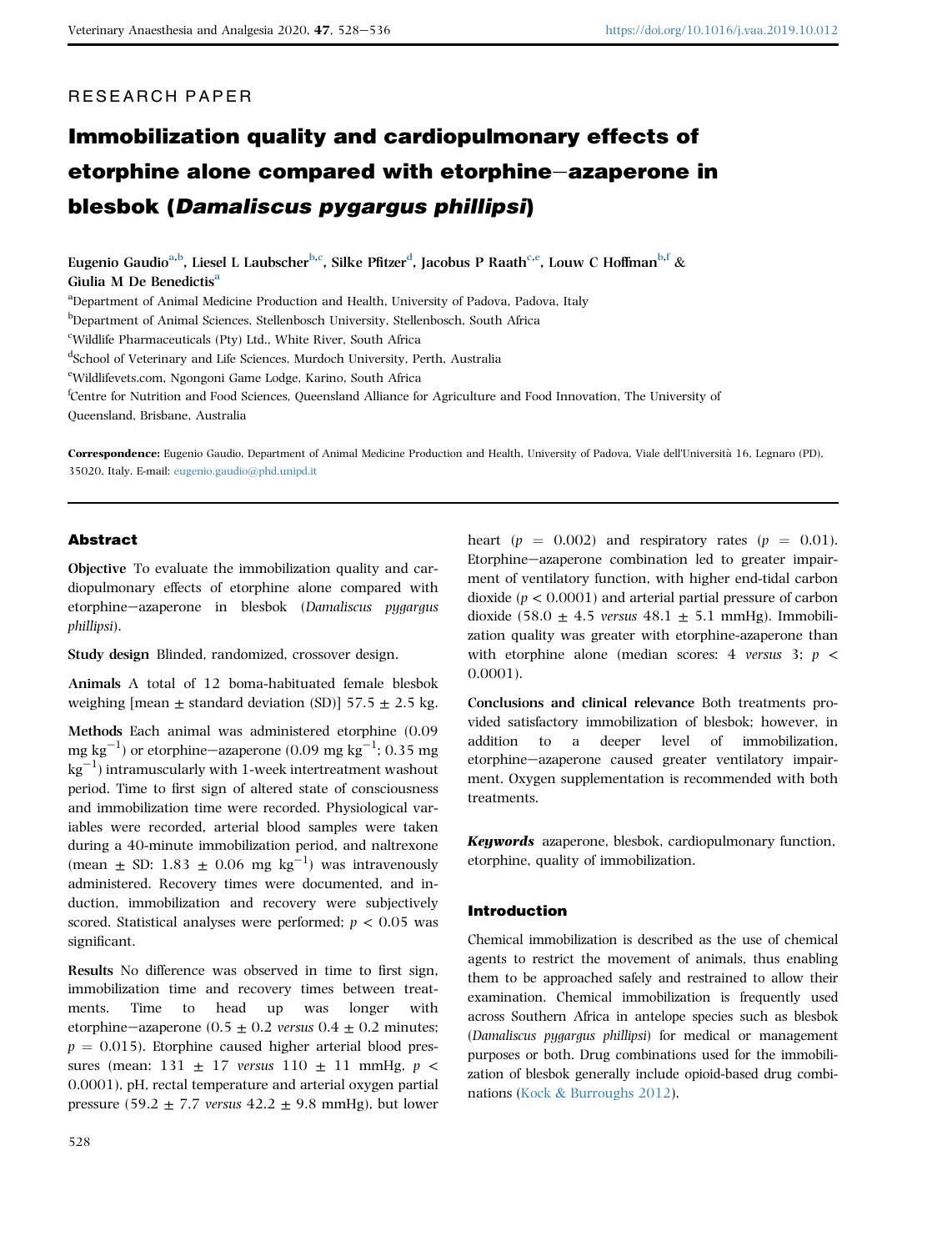RESEARCH PAPER

# Immobilization quality and cardiopulmonary effects of etorphine alone compared with etorphine–azaperone in blesbok (*Damaliscus pygargus phillipsi*)

Eugenio Gaudio[a,b], Liesel L Laubscher[b,c], Silke Pfitzer[d], Jacobus P Raath[c,e], Louw C Hoffman[b,f] & Giulia M De Benedictis[a]

[a]Department of Animal Medicine Production and Health, University of Padova, Padova, Italy

[b]Department of Animal Sciences, Stellenbosch University, Stellenbosch, South Africa

[c]Wildlife Pharmaceuticals (Pty) Ltd., White River, South Africa

[d]School of Veterinary and Life Sciences, Murdoch University, Perth, Australia

[e]Wildlifevets.com, Ngongoni Game Lodge, Karino, South Africa

[f]Centre for Nutrition and Food Sciences, Queensland Alliance for Agriculture and Food Innovation, The University of Queensland, Brisbane, Australia

**Correspondence:** Eugenio Gaudio, Department of Animal Medicine Production and Health, University of Padova, Viale dell'Università 16, Legnaro (PD), 35020, Italy. E-mail: eugenio.gaudio@phd.unipd.it

## Abstract

**Objective** To evaluate the immobilization quality and cardiopulmonary effects of etorphine alone compared with etorphine–azaperone in blesbok (*Damaliscus pygargus phillipsi*).

**Study design** Blinded, randomized, crossover design.

**Animals** A total of 12 boma-habituated female blesbok weighing [mean ± standard deviation (SD)] 57.5 ± 2.5 kg.

**Methods** Each animal was administered etorphine (0.09 mg $kg^{-1}$) or etorphine–azaperone (0.09 mg $kg^{-1}$; 0.35 mg $kg^{-1}$) intramuscularly with 1-week intertreatment washout period. Time to first sign of altered state of consciousness and immobilization time were recorded. Physiological variables were recorded, arterial blood samples were taken during a 40-minute immobilization period, and naltrexone (mean ± SD: 1.83 ± 0.06 mg $kg^{-1}$) was intravenously administered. Recovery times were documented, and induction, immobilization and recovery were subjectively scored. Statistical analyses were performed; $p < 0.05$ was significant.

**Results** No difference was observed in time to first sign, immobilization time and recovery times between treatments. Time to head up was longer with etorphine–azaperone (0.5 ± 0.2 *versus* 0.4 ± 0.2 minutes; $p = 0.015$). Etorphine caused higher arterial blood pressures (mean: 131 ± 17 *versus* 110 ± 11 mmHg, $p < 0.0001$), pH, rectal temperature and arterial oxygen partial pressure (59.2 ± 7.7 *versus* 42.2 ± 9.8 mmHg), but lower heart ($p = 0.002$) and respiratory rates ($p = 0.01$). Etorphine–azaperone combination led to greater impairment of ventilatory function, with higher end-tidal carbon dioxide ($p < 0.0001$) and arterial partial pressure of carbon dioxide (58.0 ± 4.5 *versus* 48.1 ± 5.1 mmHg). Immobilization quality was greater with etorphine-azaperone than with etorphine alone (median scores: 4 *versus* 3; $p < 0.0001$).

**Conclusions and clinical relevance** Both treatments provided satisfactory immobilization of blesbok; however, in addition to a deeper level of immobilization, etorphine–azaperone caused greater ventilatory impairment. Oxygen supplementation is recommended with both treatments.

***Keywords*** azaperone, blesbok, cardiopulmonary function, etorphine, quality of immobilization.

## Introduction

Chemical immobilization is described as the use of chemical agents to restrict the movement of animals, thus enabling them to be approached safely and restrained to allow their examination. Chemical immobilization is frequently used across Southern Africa in antelope species such as blesbok (*Damaliscus pygargus phillipsi*) for medical or management purposes or both. Drug combinations used for the immobilization of blesbok generally include opioid-based drug combinations (Kock & Burroughs 2012).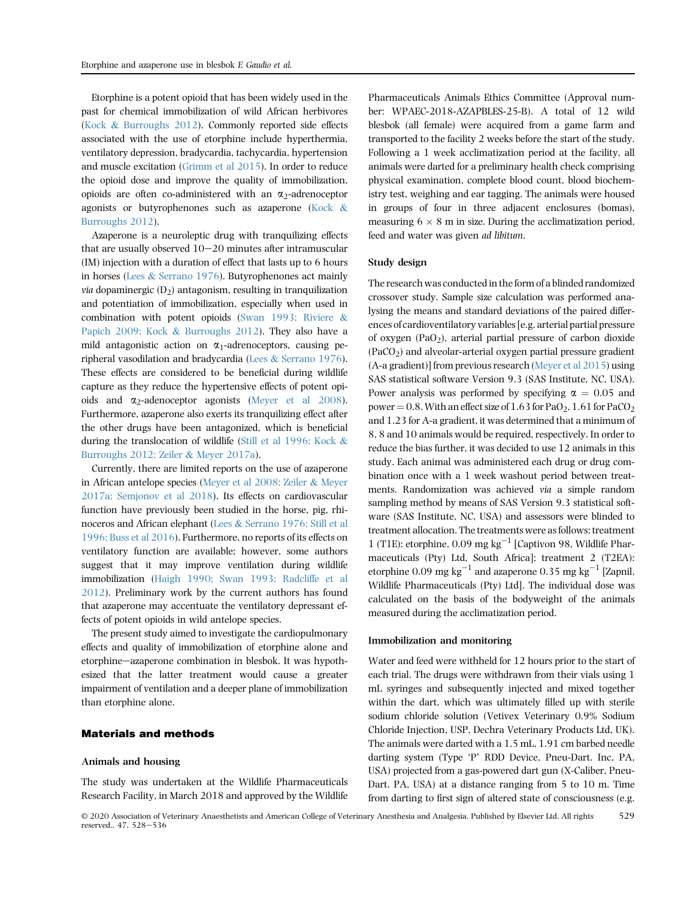Etorphine is a potent opioid that has been widely used in the past for chemical immobilization of wild African herbivores (Kock & Burroughs 2012). Commonly reported side effects associated with the use of etorphine include hyperthermia, ventilatory depression, bradycardia, tachycardia, hypertension and muscle excitation (Grimm et al 2015). In order to reduce the opioid dose and improve the quality of immobilization, opioids are often co-administered with an $\alpha_2$-adrenoceptor agonists or butyrophenones such as azaperone (Kock & Burroughs 2012).

Azaperone is a neuroleptic drug with tranquilizing effects that are usually observed 10–20 minutes after intramuscular (IM) injection with a duration of effect that lasts up to 6 hours in horses (Lees & Serrano 1976). Butyrophenones act mainly *via* dopaminergic ($D_2$) antagonism, resulting in tranquilization and potentiation of immobilization, especially when used in combination with potent opioids (Swan 1993; Riviere & Papich 2009; Kock & Burroughs 2012). They also have a mild antagonistic action on $\alpha_1$-adrenoceptors, causing peripheral vasodilation and bradycardia (Lees & Serrano 1976). These effects are considered to be beneficial during wildlife capture as they reduce the hypertensive effects of potent opioids and $\alpha_2$-adenoceptor agonists (Meyer et al 2008). Furthermore, azaperone also exerts its tranquilizing effect after the other drugs have been antagonized, which is beneficial during the translocation of wildlife (Still et al 1996; Kock & Burroughs 2012; Zeiler & Meyer 2017a).

Currently, there are limited reports on the use of azaperone in African antelope species (Meyer et al 2008; Zeiler & Meyer 2017a; Semjonov et al 2018). Its effects on cardiovascular function have previously been studied in the horse, pig, rhinoceros and African elephant (Lees & Serrano 1976; Still et al 1996; Buss et al 2016). Furthermore, no reports of its effects on ventilatory function are available; however, some authors suggest that it may improve ventilation during wildlife immobilization (Haigh 1990; Swan 1993; Radcliffe et al 2012). Preliminary work by the current authors has found that azaperone may accentuate the ventilatory depressant effects of potent opioids in wild antelope species.

The present study aimed to investigate the cardiopulmonary effects and quality of immobilization of etorphine alone and etorphine–azaperone combination in blesbok. It was hypothesized that the latter treatment would cause a greater impairment of ventilation and a deeper plane of immobilization than etorphine alone.

## Materials and methods

### Animals and housing

The study was undertaken at the Wildlife Pharmaceuticals Research Facility, in March 2018 and approved by the Wildlife Pharmaceuticals Animals Ethics Committee (Approval number: WPAEC-2018-AZAPBLES-25-B). A total of 12 wild blesbok (all female) were acquired from a game farm and transported to the facility 2 weeks before the start of the study. Following a 1 week acclimatization period at the facility, all animals were darted for a preliminary health check comprising physical examination, complete blood count, blood biochemistry test, weighing and ear tagging. The animals were housed in groups of four in three adjacent enclosures (bomas), measuring $6 \times 8$ m in size. During the acclimatization period, feed and water was given *ad libitum*.

### Study design

The research was conducted in the form of a blinded randomized crossover study. Sample size calculation was performed analysing the means and standard deviations of the paired differences of cardioventilatory variables [e.g. arterial partial pressure of oxygen ($PaO_2$), arterial partial pressure of carbon dioxide ($PaCO_2$) and alveolar-arterial oxygen partial pressure gradient (A-a gradient)] from previous research (Meyer et al 2015) using SAS statistical software Version 9.3 (SAS Institute, NC, USA). Power analysis was performed by specifying $\alpha = 0.05$ and power = 0.8. With an effect size of 1.63 for $PaO_2$, 1.61 for $PaCO_2$ and 1.23 for A-a gradient, it was determined that a minimum of 8, 8 and 10 animals would be required, respectively. In order to reduce the bias further, it was decided to use 12 animals in this study. Each animal was administered each drug or drug combination once with a 1 week washout period between treatments. Randomization was achieved *via* a simple random sampling method by means of SAS Version 9.3 statistical software (SAS Institute, NC, USA) and assessors were blinded to treatment allocation. The treatments were as follows: treatment 1 (T1E): etorphine, 0.09 mg kg$^{-1}$ [Captivon 98, Wildlife Pharmaceuticals (Pty) Ltd, South Africa]; treatment 2 (T2EA): etorphine 0.09 mg kg$^{-1}$ and azaperone 0.35 mg kg$^{-1}$ [Zapnil, Wildlife Pharmaceuticals (Pty) Ltd]. The individual dose was calculated on the basis of the bodyweight of the animals measured during the acclimatization period.

### Immobilization and monitoring

Water and feed were withheld for 12 hours prior to the start of each trial. The drugs were withdrawn from their vials using 1 mL syringes and subsequently injected and mixed together within the dart, which was ultimately filled up with sterile sodium chloride solution (Vetivex Veterinary 0.9% Sodium Chloride Injection, USP, Dechra Veterinary Products Ltd, UK). The animals were darted with a 1.5 mL, 1.91 cm barbed needle darting system (Type 'P' RDD Device, Pneu-Dart. Inc, PA, USA) projected from a gas-powered dart gun (X-Caliber, Pneu-Dart. PA, USA) at a distance ranging from 5 to 10 m. Time from darting to first sign of altered state of consciousness (e.g.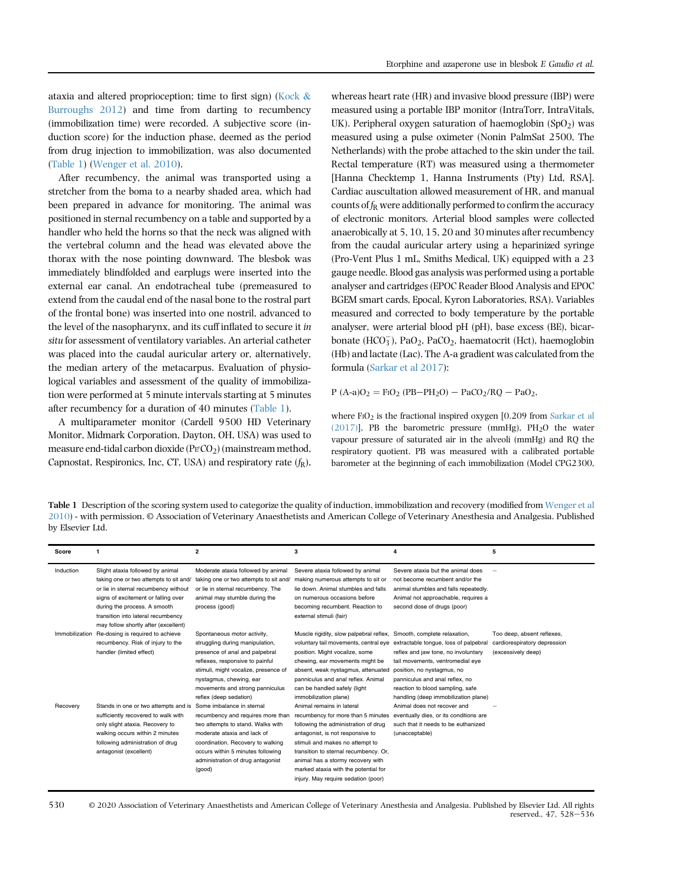ataxia and altered proprioception; time to first sign) (Kock & Burroughs 2012) and time from darting to recumbency (immobilization time) were recorded. A subjective score (induction score) for the induction phase, deemed as the period from drug injection to immobilization, was also documented (Table 1) (Wenger et al. 2010).

After recumbency, the animal was transported using a stretcher from the boma to a nearby shaded area, which had been prepared in advance for monitoring. The animal was positioned in sternal recumbency on a table and supported by a handler who held the horns so that the neck was aligned with the vertebral column and the head was elevated above the thorax with the nose pointing downward. The blesbok was immediately blindfolded and earplugs were inserted into the external ear canal. An endotracheal tube (premeasured to extend from the caudal end of the nasal bone to the rostral part of the frontal bone) was inserted into one nostril, advanced to the level of the nasopharynx, and its cuff inflated to secure it *in situ* for assessment of ventilatory variables. An arterial catheter was placed into the caudal auricular artery or, alternatively, the median artery of the metacarpus. Evaluation of physiological variables and assessment of the quality of immobilization were performed at 5 minute intervals starting at 5 minutes after recumbency for a duration of 40 minutes (Table 1).

A multiparameter monitor (Cardell 9500 HD Veterinary Monitor, Midmark Corporation, Dayton, OH, USA) was used to measure end-tidal carbon dioxide ($P_{E'}CO_2$) (mainstream method, Capnostat, Respironics, Inc, CT, USA) and respiratory rate ($f_R$), whereas heart rate (HR) and invasive blood pressure (IBP) were measured using a portable IBP monitor (IntraTorr, IntraVitals, UK). Peripheral oxygen saturation of haemoglobin ($SpO_2$) was measured using a pulse oximeter (Nonin PalmSat 2500, The Netherlands) with the probe attached to the skin under the tail. Rectal temperature (RT) was measured using a thermometer [Hanna Checktemp 1, Hanna Instruments (Pty) Ltd, RSA]. Cardiac auscultation allowed measurement of HR, and manual counts of $f_R$ were additionally performed to confirm the accuracy of electronic monitors. Arterial blood samples were collected anaerobically at 5, 10, 15, 20 and 30 minutes after recumbency from the caudal auricular artery using a heparinized syringe (Pro-Vent Plus 1 mL, Smiths Medical, UK) equipped with a 23 gauge needle. Blood gas analysis was performed using a portable analyser and cartridges (EPOC Reader Blood Analysis and EPOC BGEM smart cards, Epocal, Kyron Laboratories, RSA). Variables measured and corrected to body temperature by the portable analyser, were arterial blood pH (pH), base excess (BE), bicarbonate ($HCO_3^-$), $PaO_2$, $PaCO_2$, haematocrit (Hct), haemoglobin (Hb) and lactate (Lac). The A-a gradient was calculated from the formula (Sarkar et al 2017):

$$P\,(A\text{-}a)O_2 = F_IO_2\,(PB - PH_2O) - PaCO_2/RQ - PaO_2,$$

where $F_IO_2$ is the fractional inspired oxygen [0.209 from Sarkar et al (2017)], PB the barometric pressure (mmHg), $PH_2O$ the water vapour pressure of saturated air in the alveoli (mmHg) and RQ the respiratory quotient. PB was measured with a calibrated portable barometer at the beginning of each immobilization (Model CPG2300,

**Table 1** Description of the scoring system used to categorize the quality of induction, immobilization and recovery (modified from Wenger et al 2010) - with permission. © Association of Veterinary Anaesthetists and American College of Veterinary Anesthesia and Analgesia. Published by Elsevier Ltd.

| Score | 1 | 2 | 3 | 4 | 5 |
|---|---|---|---|---|---|
| Induction | Slight ataxia followed by animal taking one or two attempts to sit and/or lie in sternal recumbency without signs of excitement or falling over during the process. A smooth transition into lateral recumbency may follow shortly after (excellent) | Moderate ataxia followed by animal taking one or two attempts to sit and/or lie in sternal recumbency. The animal may stumble during the process (good) | Severe ataxia followed by animal making numerous attempts to sit or lie down. Animal stumbles and falls on numerous occasions before becoming recumbent. Reaction to external stimuli (fair) | Severe ataxia but the animal does not become recumbent and/or the animal stumbles and falls repeatedly. Animal not approachable, requires a second dose of drugs (poor) | – |
| Immobilization | Re-dosing is required to achieve recumbency. Risk of injury to the handler (limited effect) | Spontaneous motor activity, struggling during manipulation, presence of anal and palpebral reflexes, responsive to painful stimuli, might vocalize, presence of nystagmus, chewing, ear movements and strong panniculus reflex (deep sedation) | Muscle rigidity, slow palpebral reflex, voluntary tail movements, central eye position. Might vocalize, some chewing, ear movements might be absent, weak nystagmus, attenuated panniculus and anal reflex. Animal can be handled safely (light immobilization plane) | Smooth, complete relaxation, extractable tongue, loss of palpebral reflex and jaw tone, no involuntary tail movements, ventromedial eye position, no nystagmus, no panniculus and anal reflex, no reaction to blood sampling, safe handling (deep immobilization plane) | Too deep, absent reflexes, cardiorespiratory depression (excessively deep) |
| Recovery | Stands in one or two attempts and is sufficiently recovered to walk with only slight ataxia. Recovery to walking occurs within 2 minutes following administration of drug antagonist (excellent) | Some imbalance in sternal recumbency and requires more than two attempts to stand. Walks with moderate ataxia and lack of coordination. Recovery to walking occurs within 5 minutes following administration of drug antagonist (good) | Animal remains in lateral recumbency for more than 5 minutes following the administration of drug antagonist, is not responsive to stimuli and makes no attempt to transition to sternal recumbency. Or, animal has a stormy recovery with marked ataxia with the potential for injury. May require sedation (poor) | Animal does not recover and eventually dies, or its conditions are such that it needs to be euthanized (unacceptable) | – |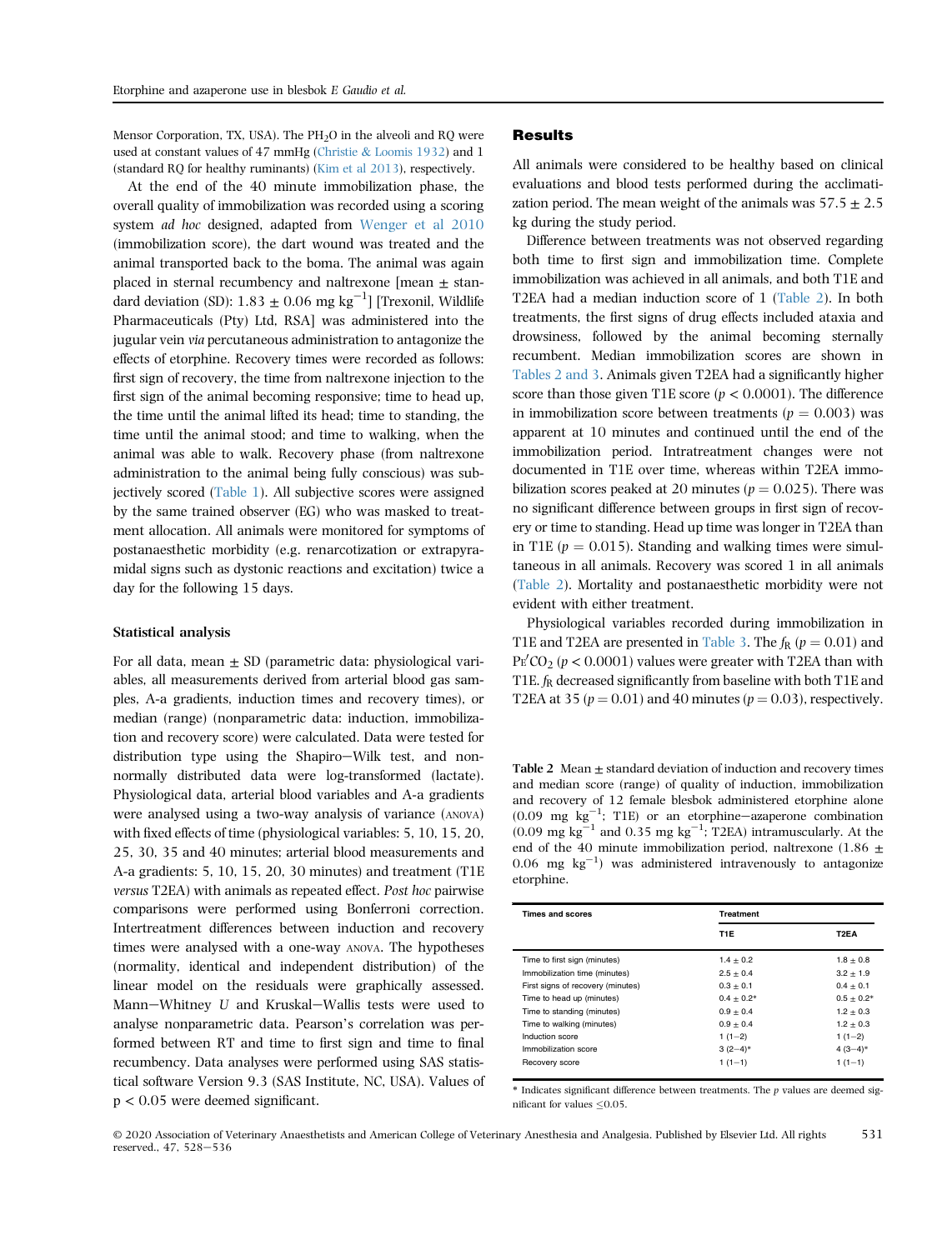Mensor Corporation, TX, USA). The $PH_2O$ in the alveoli and RQ were used at constant values of 47 mmHg (Christie & Loomis 1932) and 1 (standard RQ for healthy ruminants) (Kim et al 2013), respectively.

At the end of the 40 minute immobilization phase, the overall quality of immobilization was recorded using a scoring system *ad hoc* designed, adapted from Wenger et al 2010 (immobilization score), the dart wound was treated and the animal transported back to the boma. The animal was again placed in sternal recumbency and naltrexone [mean ± standard deviation (SD): 1.83 ± 0.06 mg $kg^{-1}$] [Trexonil, Wildlife Pharmaceuticals (Pty) Ltd, RSA] was administered into the jugular vein *via* percutaneous administration to antagonize the effects of etorphine. Recovery times were recorded as follows: first sign of recovery, the time from naltrexone injection to the first sign of the animal becoming responsive; time to head up, the time until the animal lifted its head; time to standing, the time until the animal stood; and time to walking, when the animal was able to walk. Recovery phase (from naltrexone administration to the animal being fully conscious) was subjectively scored (Table 1). All subjective scores were assigned by the same trained observer (EG) who was masked to treatment allocation. All animals were monitored for symptoms of postanaesthetic morbidity (e.g. renarcotization or extrapyramidal signs such as dystonic reactions and excitation) twice a day for the following 15 days.

### Statistical analysis

For all data, mean ± SD (parametric data: physiological variables, all measurements derived from arterial blood gas samples, A-a gradients, induction times and recovery times), or median (range) (nonparametric data: induction, immobilization and recovery score) were calculated. Data were tested for distribution type using the Shapiro–Wilk test, and nonnormally distributed data were log-transformed (lactate). Physiological data, arterial blood variables and A-a gradients were analysed using a two-way analysis of variance (ANOVA) with fixed effects of time (physiological variables: 5, 10, 15, 20, 25, 30, 35 and 40 minutes; arterial blood measurements and A-a gradients: 5, 10, 15, 20, 30 minutes) and treatment (T1E *versus* T2EA) with animals as repeated effect. *Post hoc* pairwise comparisons were performed using Bonferroni correction. Intertreatment differences between induction and recovery times were analysed with a one-way ANOVA. The hypotheses (normality, identical and independent distribution) of the linear model on the residuals were graphically assessed. Mann–Whitney *U* and Kruskal–Wallis tests were used to analyse nonparametric data. Pearson's correlation was performed between RT and time to first sign and time to final recumbency. Data analyses were performed using SAS statistical software Version 9.3 (SAS Institute, NC, USA). Values of $p < 0.05$ were deemed significant.

## Results

All animals were considered to be healthy based on clinical evaluations and blood tests performed during the acclimatization period. The mean weight of the animals was 57.5 ± 2.5 kg during the study period.

Difference between treatments was not observed regarding both time to first sign and immobilization time. Complete immobilization was achieved in all animals, and both T1E and T2EA had a median induction score of 1 (Table 2). In both treatments, the first signs of drug effects included ataxia and drowsiness, followed by the animal becoming sternally recumbent. Median immobilization scores are shown in Tables 2 and 3. Animals given T2EA had a significantly higher score than those given T1E score ($p < 0.0001$). The difference in immobilization score between treatments ($p = 0.003$) was apparent at 10 minutes and continued until the end of the immobilization period. Intratreatment changes were not documented in T1E over time, whereas within T2EA immobilization scores peaked at 20 minutes ($p = 0.025$). There was no significant difference between groups in first sign of recovery or time to standing. Head up time was longer in T2EA than in T1E ($p = 0.015$). Standing and walking times were simultaneous in all animals. Recovery was scored 1 in all animals (Table 2). Mortality and postanaesthetic morbidity were not evident with either treatment.

Physiological variables recorded during immobilization in T1E and T2EA are presented in Table 3. The $f_R$ ($p = 0.01$) and $P_{E'}CO_2$ ($p < 0.0001$) values were greater with T2EA than with T1E. $f_R$ decreased significantly from baseline with both T1E and T2EA at 35 ($p = 0.01$) and 40 minutes ($p = 0.03$), respectively.

**Table 2** Mean ± standard deviation of induction and recovery times and median score (range) of quality of induction, immobilization and recovery of 12 female blesbok administered etorphine alone (0.09 mg $kg^{-1}$; T1E) or an etorphine–azaperone combination (0.09 mg $kg^{-1}$ and 0.35 mg $kg^{-1}$; T2EA) intramuscularly. At the end of the 40 minute immobilization period, naltrexone (1.86 ± 0.06 mg $kg^{-1}$) was administered intravenously to antagonize etorphine.

| Times and scores | Treatment | |
|---|---|---|
| | T1E | T2EA |
| Time to first sign (minutes) | 1.4 ± 0.2 | 1.8 ± 0.8 |
| Immobilization time (minutes) | 2.5 ± 0.4 | 3.2 ± 1.9 |
| First signs of recovery (minutes) | 0.3 ± 0.1 | 0.4 ± 0.1 |
| Time to head up (minutes) | 0.4 ± 0.2* | 0.5 ± 0.2* |
| Time to standing (minutes) | 0.9 ± 0.4 | 1.2 ± 0.3 |
| Time to walking (minutes) | 0.9 ± 0.4 | 1.2 ± 0.3 |
| Induction score | 1 (1–2) | 1 (1–2) |
| Immobilization score | 3 (2–4)* | 4 (3–4)* |
| Recovery score | 1 (1–1) | 1 (1–1) |

\* Indicates significant difference between treatments. The *p* values are deemed significant for values ≤0.05.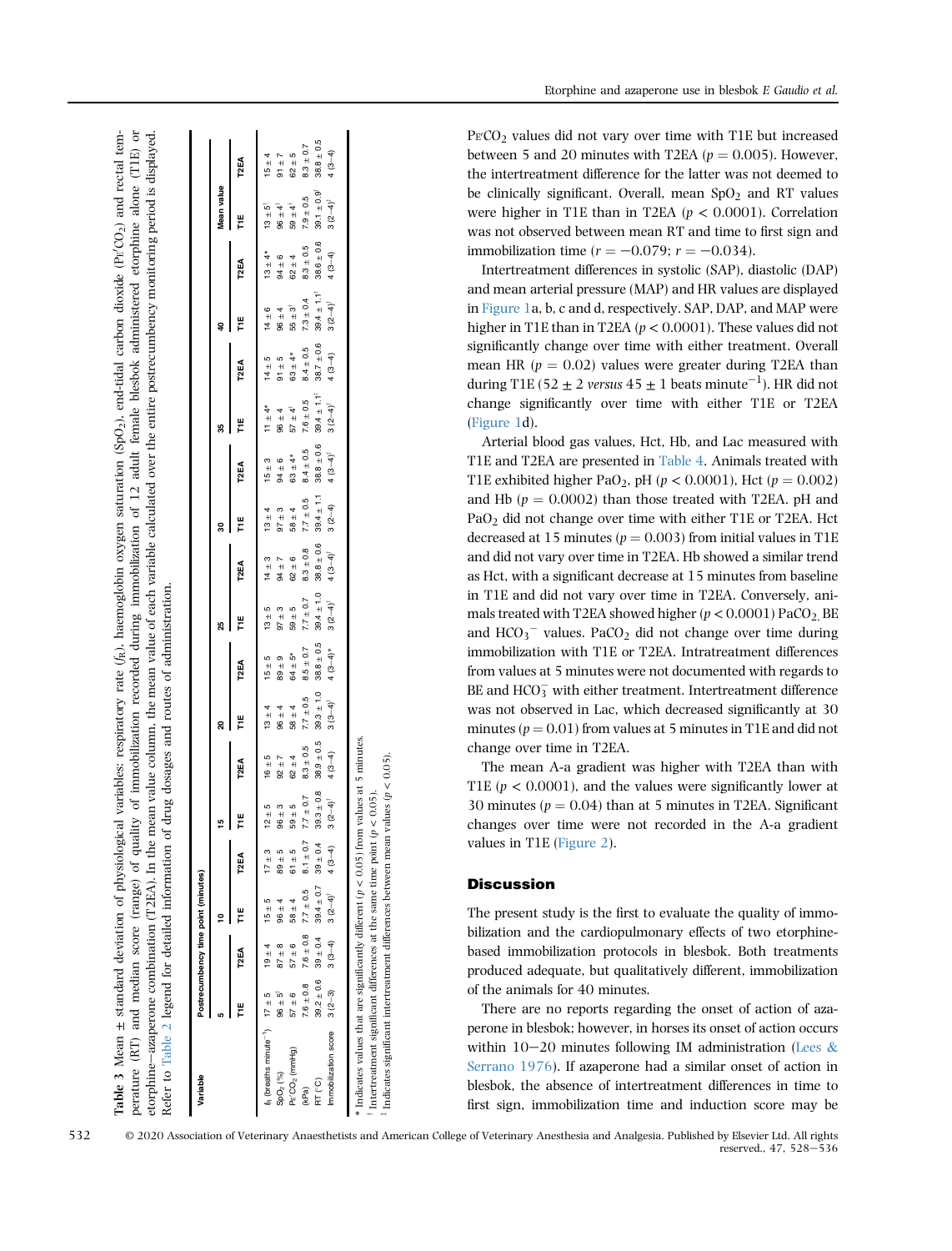**Table 3** Mean ± standard deviation of physiological variables: respiratory rate ($f_R$), haemoglobin oxygen saturation ($SpO_2$), end-tidal carbon dioxide ($P_{E'}CO_2$) and rectal temperature (RT) and median score (range) of quality of immobilization recorded during immobilization of 12 adult female blesbok administered etorphine alone (T1E) or etorphine–azaperone combination (T2EA). In the mean value column, the mean value of each variable calculated over the entire postrecumbency monitoring period is displayed. Refer to Table 2 legend for detailed information of drug dosages and routes of administration.

| Variable | Postrecumbency time point (minutes) | | | | | | | | | | | | | | | | Mean value | |
|---|---|---|---|---|---|---|---|---|---|---|---|---|---|---|---|---|---|---|
| | 5 | | 10 | | 15 | | 20 | | 25 | | 30 | | 35 | | 40 | | | |
| | T1E | T2EA | T1E | T2EA | T1E | T2EA | T1E | T2EA | T1E | T2EA | T1E | T2EA | T1E | T2EA | T1E | T2EA | T1E | T2EA |
| $f_R$ (breaths minute$^{-1}$) | 17 ± 5 | 19 ± 4 | 15 ± 5 | 17 ± 3 | 12 ± 5 | 16 ± 5 | 13 ± 4 | 15 ± 5 | 13 ± 5 | 14 ± 3 | 13 ± 4 | 15 ± 3 | 11 ± 4* | 14 ± 5 | 14 ± 6 | 13 ± 4* | 13 ± 5[‡] | 15 ± 4 |
| $SpO_2$ (%) | 96 ± 5[†] | 87 ± 8 | 96 ± 4 | 89 ± 5 | 96 ± 3 | 92 ± 7 | 96 ± 4 | 89 ± 9 | 97 ± 3 | 94 ± 7 | 97 ± 3 | 94 ± 6 | 96 ± 4 | 91 ± 5 | 96 ± 4 | 94 ± 6 | 96 ± 4[‡] | 91 ± 7 |
| $P_{E'}CO_2$ (mmHg) | 57 ± 6 | 57 ± 6 | 58 ± 4 | 61 ± 5 | 59 ± 5 | 62 ± 4 | 58 ± 4 | 64 ± 5* | 59 ± 5 | 62 ± 6 | 58 ± 4 | 63 ± 4* | 57 ± 4[†] | 63 ± 4* | 55 ± 3[†] | 62 ± 4 | 59 ± 4[‡] | 62 ± 5 |
| (kPa) | 7.6 ± 0.8 | 7.6 ± 0.8 | 7.7 ± 0.5 | 8.1 ± 0.7 | 7.7 ± 0.7 | 8.3 ± 0.5 | 7.7 ± 0.5 | 8.5 ± 0.7 | 7.7 ± 0.7 | 8.3 ± 0.8 | 7.7 ± 0.5 | 8.4 ± 0.5 | 7.6 ± 0.5 | 8.4 ± 0.5 | 7.3 ± 0.4 | 8.3 ± 0.5 | 7.9 ± 0.5 | 8.3 ± 0.7 |
| RT (°C) | 39.2 ± 0.6 | 39 ± 0.4 | 39.4 ± 0.7 | 39 ± 0.4 | 39.3 ± 0.8 | 38.9 ± 0.5 | 39.3 ± 1.0 | 38.8 ± 0.5 | 39.4 ± 1.0 | 38.8 ± 0.6 | 39.4 ± 1.1 | 38.8 ± 0.6 | 39.4 ± 1.1[†] | 38.7 ± 0.6 | 39.4 ± 1.1[†] | 38.6 ± 0.6 | 39.1 ± 0.9[‡] | 38.8 ± 0.5 |
| Immobilization score | 3 (2–3) | 3 (3–4) | 3 (2–4)[†] | 4 (3–4) | 3 (2–4)[†] | 4 (3–4) | 3 (3–4)[†] | 4 (3–4)* | 3 (2–4)[†] | 4 (3–4)[†] | 3 (2–4) | 4 (3–4)[†] | 3 (2–4)[†] | 4 (3–4) | 3 (2–4)[†] | 4 (3–4) | 3 (2–4)[‡] | 4 (3–4) |

\* Indicates values that are significantly different ($p < 0.05$) from values at 5 minutes.
[†] Intertreatment significant differences at the same time point ($p < 0.05$).
[‡] Indicates significant intertreatment differences between mean values ($p < 0.05$).

$P_{E'}CO_2$ values did not vary over time with T1E but increased between 5 and 20 minutes with T2EA ($p = 0.005$). However, the intertreatment difference for the latter was not deemed to be clinically significant. Overall, mean $SpO_2$ and RT values were higher in T1E than in T2EA ($p < 0.0001$). Correlation was not observed between mean RT and time to first sign and immobilization time ($r = -0.079$; $r = -0.034$).

Intertreatment differences in systolic (SAP), diastolic (DAP) and mean arterial pressure (MAP) and HR values are displayed in Figure 1a, b, c and d, respectively. SAP, DAP, and MAP were higher in T1E than in T2EA ($p < 0.0001$). These values did not significantly change over time with either treatment. Overall mean HR ($p = 0.02$) values were greater during T2EA than during T1E ($52 \pm 2$ *versus* $45 \pm 1$ beats minute$^{-1}$). HR did not change significantly over time with either T1E or T2EA (Figure 1d).

Arterial blood gas values, Hct, Hb, and Lac measured with T1E and T2EA are presented in Table 4. Animals treated with T1E exhibited higher $PaO_2$, pH ($p < 0.0001$), Hct ($p = 0.002$) and Hb ($p = 0.0002$) than those treated with T2EA. pH and $PaO_2$ did not change over time with either T1E or T2EA. Hct decreased at 15 minutes ($p = 0.003$) from initial values in T1E and did not vary over time in T2EA. Hb showed a similar trend as Hct, with a significant decrease at 15 minutes from baseline in T1E and did not vary over time in T2EA. Conversely, animals treated with T2EA showed higher ($p < 0.0001$) $PaCO_2$, BE and $HCO_3^-$ values. $PaCO_2$ did not change over time during immobilization with T1E or T2EA. Intratreatment differences from values at 5 minutes were not documented with regards to BE and $HCO_3^-$ with either treatment. Intertreatment difference was not observed in Lac, which decreased significantly at 30 minutes ($p = 0.01$) from values at 5 minutes in T1E and did not change over time in T2EA.

The mean A-a gradient was higher with T2EA than with T1E ($p < 0.0001$), and the values were significantly lower at 30 minutes ($p = 0.04$) than at 5 minutes in T2EA. Significant changes over time were not recorded in the A-a gradient values in T1E (Figure 2).

## Discussion

The present study is the first to evaluate the quality of immobilization and the cardiopulmonary effects of two etorphine-based immobilization protocols in blesbok. Both treatments produced adequate, but qualitatively different, immobilization of the animals for 40 minutes.

There are no reports regarding the onset of action of azaperone in blesbok; however, in horses its onset of action occurs within 10–20 minutes following IM administration (Lees & Serrano 1976). If azaperone had a similar onset of action in blesbok, the absence of intertreatment differences in time to first sign, immobilization time and induction score may be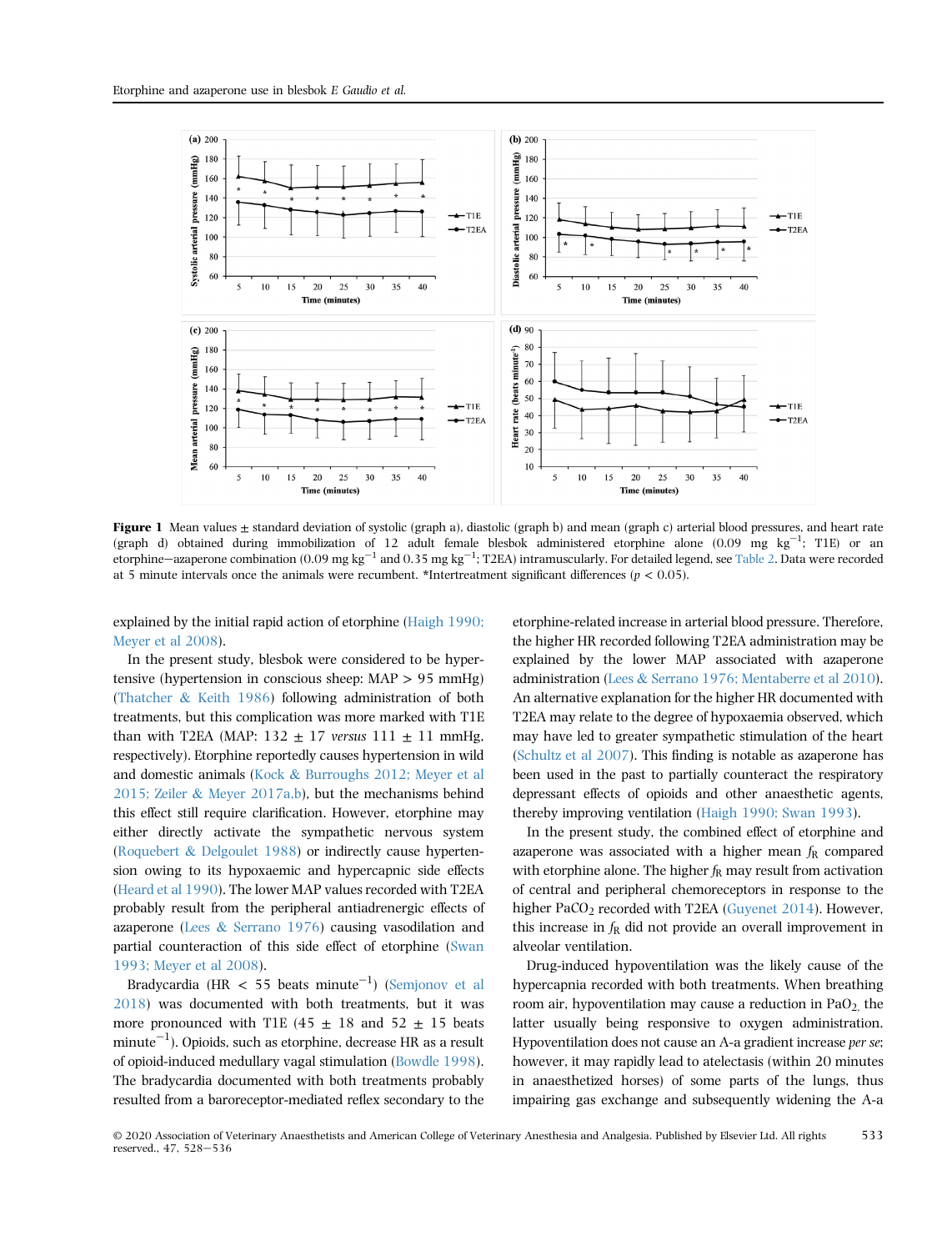**Figure 1** Mean values ± standard deviation of systolic (graph a), diastolic (graph b) and mean (graph c) arterial blood pressures, and heart rate (graph d) obtained during immobilization of 12 adult female blesbok administered etorphine alone (0.09 mg kg$^{-1}$; T1E) or an etorphine–azaperone combination (0.09 mg kg$^{-1}$ and 0.35 mg kg$^{-1}$; T2EA) intramuscularly. For detailed legend, see Table 2. Data were recorded at 5 minute intervals once the animals were recumbent. *Intertreatment significant differences ($p < 0.05$).

explained by the initial rapid action of etorphine (Haigh 1990; Meyer et al 2008).

In the present study, blesbok were considered to be hypertensive (hypertension in conscious sheep: MAP > 95 mmHg) (Thatcher & Keith 1986) following administration of both treatments, but this complication was more marked with T1E than with T2EA (MAP: 132 ± 17 *versus* 111 ± 11 mmHg, respectively). Etorphine reportedly causes hypertension in wild and domestic animals (Kock & Burroughs 2012; Meyer et al 2015; Zeiler & Meyer 2017a,b), but the mechanisms behind this effect still require clarification. However, etorphine may either directly activate the sympathetic nervous system (Roquebert & Delgoulet 1988) or indirectly cause hypertension owing to its hypoxaemic and hypercapnic side effects (Heard et al 1990). The lower MAP values recorded with T2EA probably result from the peripheral antiadrenergic effects of azaperone (Lees & Serrano 1976) causing vasodilation and partial counteraction of this side effect of etorphine (Swan 1993; Meyer et al 2008).

Bradycardia (HR < 55 beats minute$^{-1}$) (Semjonov et al 2018) was documented with both treatments, but it was more pronounced with T1E (45 ± 18 and 52 ± 15 beats minute$^{-1}$). Opioids, such as etorphine, decrease HR as a result of opioid-induced medullary vagal stimulation (Bowdle 1998). The bradycardia documented with both treatments probably resulted from a baroreceptor-mediated reflex secondary to the etorphine-related increase in arterial blood pressure. Therefore, the higher HR recorded following T2EA administration may be explained by the lower MAP associated with azaperone administration (Lees & Serrano 1976; Mentaberre et al 2010). An alternative explanation for the higher HR documented with T2EA may relate to the degree of hypoxaemia observed, which may have led to greater sympathetic stimulation of the heart (Schultz et al 2007). This finding is notable as azaperone has been used in the past to partially counteract the respiratory depressant effects of opioids and other anaesthetic agents, thereby improving ventilation (Haigh 1990; Swan 1993).

In the present study, the combined effect of etorphine and azaperone was associated with a higher mean $f_R$ compared with etorphine alone. The higher $f_R$ may result from activation of central and peripheral chemoreceptors in response to the higher $PaCO_2$ recorded with T2EA (Guyenet 2014). However, this increase in $f_R$ did not provide an overall improvement in alveolar ventilation.

Drug-induced hypoventilation was the likely cause of the hypercapnia recorded with both treatments. When breathing room air, hypoventilation may cause a reduction in $PaO_2$, the latter usually being responsive to oxygen administration. Hypoventilation does not cause an A-a gradient increase *per se*; however, it may rapidly lead to atelectasis (within 20 minutes in anaesthetized horses) of some parts of the lungs, thus impairing gas exchange and subsequently widening the A-a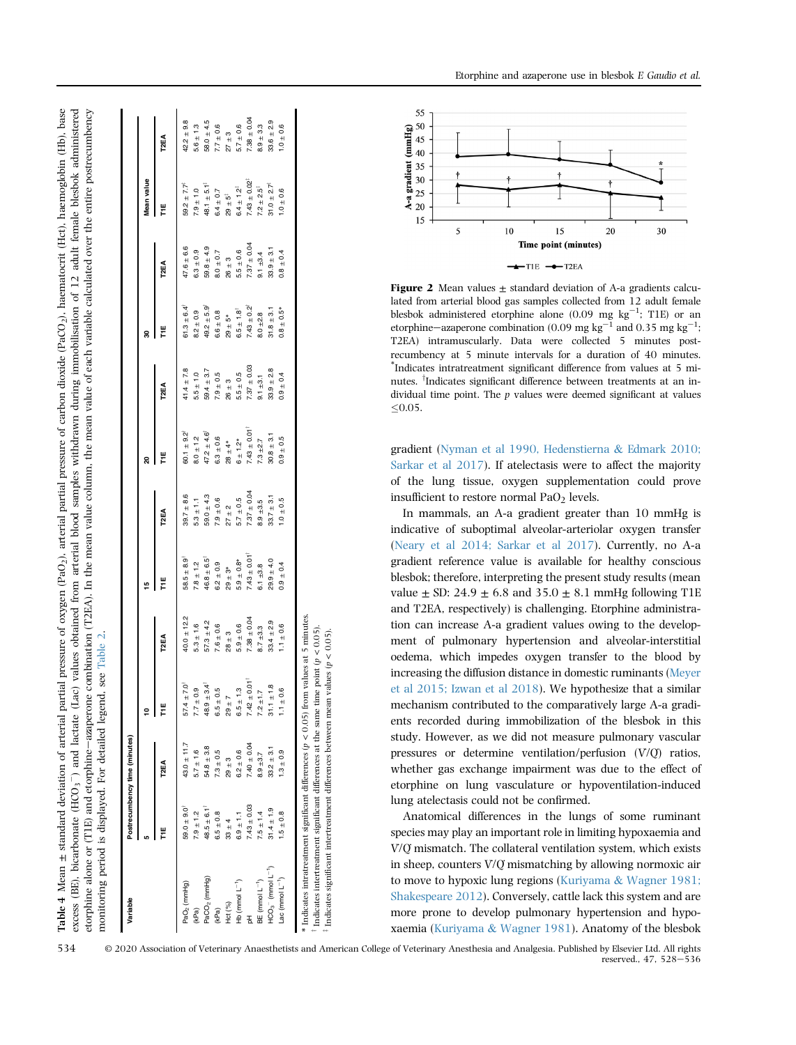**Table 4** Mean ± standard deviation of arterial partial pressure of oxygen ($PaO_2$), arterial partial pressure of carbon dioxide ($PaCO_2$), haematocrit (Hct), haemoglobin (Hb), base excess (BE), bicarbonate ($HCO_3^-$) and lactate (Lac) values obtained from arterial blood samples withdrawn during immobilisation of 12 adult female blesbok administered etorphine alone or (T1E) and etorphine–azaperone combination (T2EA). In the mean value column, the mean value of each variable calculated over the entire postrecumbency monitoring period is displayed. For detailed legend, see Table 2.

| Variable | Postrecumbency time (minutes) | | | | | | | | | | | |
|---|---|---|---|---|---|---|---|---|---|---|---|---|
| | 5 | | 10 | | 15 | | 20 | | 30 | | Mean value | |
| | T1E | T2EA | T1E | T2EA | T1E | T2EA | T1E | T2EA | T1E | T2EA | T1E | T2EA |
| $PaO_2$ (mmHg) | 59.0 ± 9.0[†] | 43.0 ± 11.7 | 57.4 ± 7.0[†] | 40.0 ± 12.2 | 58.5 ± 8.9[†] | 39.7 ± 8.6 | 60.1 ± 9.2[†] | 41.4 ± 7.8 | 61.3 ± 6.4[†] | 47.6 ± 6.6 | 59.2 ± 7.7[‡] | 42.2 ± 9.8 |
| (kPa) | 7.9 ± 1.2 | 5.7 ± 1.6 | 7.7 ± 0.9 | 5.3 ± 1.6 | 7.8 ± 1.2 | 5.3 ± 1.1 | 8.0 ± 1.2 | 5.5 ± 1.0 | 8.2 ± 0.9 | 6.3 ± 0.9 | 7.9 ± 1.0 | 5.6 ± 1.3 |
| $PaCO_2$ (mmHg) | 48.5 ± 6.1[†] | 54.8 ± 3.8 | 48.9 ± 3.4[†] | 57.3 ± 4.2 | 46.8 ± 6.5[†] | 59.0 ± 4.3 | 47.2 ± 4.6[†] | 59.4 ± 3.7 | 49.2 ± 5.9[†] | 59.8 ± 4.9 | 48.1 ± 5.1[‡] | 58.0 ± 4.5 |
| (kPa) | 6.5 ± 0.8 | 7.3 ± 0.5 | 6.5 ± 0.5 | 7.6 ± 0.6 | 6.2 ± 0.9 | 7.9 ± 0.6 | 6.3 ± 0.6 | 7.9 ± 0.5 | 6.6 ± 0.8 | 8.0 ± 0.7 | 6.4 ± 0.7 | 7.7 ± 0.6 |
| Hct (%) | 33 ± 4 | 29 ± 3 | 29 ± 7 | 28 ± 3 | 29 ± 3* | 27 ± 2 | 28 ± 4* | 26 ± 3 | 29 ± 5* | 26 ± 3 | 29 ± 5[‡] | 27 ± 3 |
| Hb (mmol $L^{-1}$) | 6.9 ± 1.1 | 6.2 ± 0.6 | 6.5 ± 1.3 | 5.9 ± 0.6 | 5.9 ± 0.8* | 5.7 ± 0.5 | 6 ± 1.2* | 5.5 ± 0.5 | 6.5 ± 1.8[†] | 5.5 ± 0.6 | 6.4 ± 1.2[‡] | 5.7 ± 0.6 |
| pH | 7.43 ± 0.03 | 7.40 ± 0.04 | 7.42 ± 0.01[†] | 7.38 ± 0.04 | 7.43 ± 0.01[†] | 7.37 ± 0.04 | 7.43 ± 0.01[†] | 7.37 ± 0.03 | 7.43 ± 0.2[†] | 7.37 ± 0.04 | 7.43 ± 0.02[‡] | 7.38 ± 0.04 |
| BE (mmol $L^{-1}$) | 7.5 ± 1.4 | 8.9 ±3.7 | 7.2 ±1.7 | 8.7 ±3.3 | 6.1 ±3.8 | 8.9 ±3.5 | 7.3 ±2.7 | 9.1 ±3.1 | 8.0 ±2.8 | 9.1 ±3.4 | 7.2 ± 2.5[‡] | 8.9 ± 3.3 |
| $HCO_3^-$ (mmol $L^{-1}$) | 31.4 ± 1.9 | 33.2 ± 3.1 | 31.1 ± 1.8 | 33.4 ± 2.9 | 29.9 ± 4.0 | 33.7 ± 3.1 | 30.8 ± 3.1 | 33.9 ± 2.8 | 31.8 ± 3.1 | 33.9 ± 3.1 | 31.0 ± 2.7[‡] | 33.6 ± 2.9 |
| Lac (mmol $L^{-1}$) | 1.5 ± 0.8 | 1.3 ± 0.9 | 1.1 ± 0.6 | 1.1 ± 0.6 | 0.9 ± 0.4 | 1.0 ± 0.5 | 0.9 ± 0.5 | 0.9 ± 0.4 | 0.8 ± 0.5* | 0.8 ± 0.4 | 1.0 ± 0.6 | 1.0 ± 0.6 |

\* Indicates intratreatment significant differences ($p < 0.05$) from values at 5 minutes.
[†] Indicates intertreatment significant differences at the same time point ($p < 0.05$).
[‡] Indicates significant intertreatment differences between mean values ($p < 0.05$).

**Figure 2** Mean values ± standard deviation of A-a gradients calculated from arterial blood gas samples collected from 12 adult female blesbok administered etorphine alone (0.09 mg $kg^{-1}$; T1E) or an etorphine–azaperone combination (0.09 mg $kg^{-1}$ and 0.35 mg $kg^{-1}$; T2EA) intramuscularly. Data were collected 5 minutes postrecumbency at 5 minute intervals for a duration of 40 minutes. *Indicates intratreatment significant difference from values at 5 minutes. [†]Indicates significant difference between treatments at an individual time point. The $p$ values were deemed significant at values ≤0.05.

gradient (Nyman et al 1990, Hedenstierna & Edmark 2010; Sarkar et al 2017). If atelectasis were to affect the majority of the lung tissue, oxygen supplementation could prove insufficient to restore normal $PaO_2$ levels.

In mammals, an A-a gradient greater than 10 mmHg is indicative of suboptimal alveolar-arteriolar oxygen transfer (Neary et al 2014; Sarkar et al 2017). Currently, no A-a gradient reference value is available for healthy conscious blesbok; therefore, interpreting the present study results (mean value ± SD: 24.9 ± 6.8 and 35.0 ± 8.1 mmHg following T1E and T2EA, respectively) is challenging. Etorphine administration can increase A-a gradient values owing to the development of pulmonary hypertension and alveolar-interstitial oedema, which impedes oxygen transfer to the blood by increasing the diffusion distance in domestic ruminants (Meyer et al 2015; Izwan et al 2018). We hypothesize that a similar mechanism contributed to the comparatively large A-a gradients recorded during immobilization of the blesbok in this study. However, as we did not measure pulmonary vascular pressures or determine ventilation/perfusion (V/Q) ratios, whether gas exchange impairment was due to the effect of etorphine on lung vasculature or hypoventilation-induced lung atelectasis could not be confirmed.

Anatomical differences in the lungs of some ruminant species may play an important role in limiting hypoxaemia and V/Q mismatch. The collateral ventilation system, which exists in sheep, counters V/Q mismatching by allowing normoxic air to move to hypoxic lung regions (Kuriyama & Wagner 1981; Shakespeare 2012). Conversely, cattle lack this system and are more prone to develop pulmonary hypertension and hypoxaemia (Kuriyama & Wagner 1981). Anatomy of the blesbok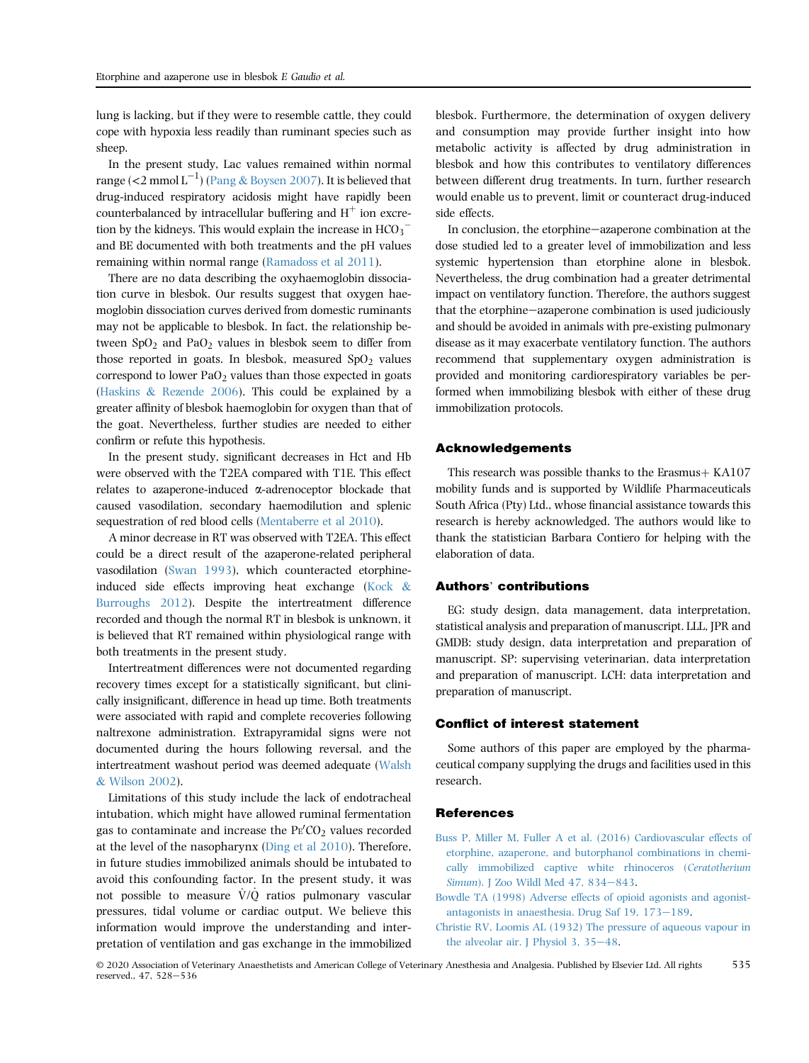lung is lacking, but if they were to resemble cattle, they could cope with hypoxia less readily than ruminant species such as sheep.

In the present study, Lac values remained within normal range (<2 mmol $L^{-1}$) (Pang & Boysen 2007). It is believed that drug-induced respiratory acidosis might have rapidly been counterbalanced by intracellular buffering and $H^+$ ion excretion by the kidneys. This would explain the increase in $HCO_3^-$ and BE documented with both treatments and the pH values remaining within normal range (Ramadoss et al 2011).

There are no data describing the oxyhaemoglobin dissociation curve in blesbok. Our results suggest that oxygen haemoglobin dissociation curves derived from domestic ruminants may not be applicable to blesbok. In fact, the relationship between $SpO_2$ and $PaO_2$ values in blesbok seem to differ from those reported in goats. In blesbok, measured $SpO_2$ values correspond to lower $PaO_2$ values than those expected in goats (Haskins & Rezende 2006). This could be explained by a greater affinity of blesbok haemoglobin for oxygen than that of the goat. Nevertheless, further studies are needed to either confirm or refute this hypothesis.

In the present study, significant decreases in Hct and Hb were observed with the T2EA compared with T1E. This effect relates to azaperone-induced α-adrenoceptor blockade that caused vasodilation, secondary haemodilution and splenic sequestration of red blood cells (Mentaberre et al 2010).

A minor decrease in RT was observed with T2EA. This effect could be a direct result of the azaperone-related peripheral vasodilation (Swan 1993), which counteracted etorphine-induced side effects improving heat exchange (Kock & Burroughs 2012). Despite the intertreatment difference recorded and though the normal RT in blesbok is unknown, it is believed that RT remained within physiological range with both treatments in the present study.

Intertreatment differences were not documented regarding recovery times except for a statistically significant, but clinically insignificant, difference in head up time. Both treatments were associated with rapid and complete recoveries following naltrexone administration. Extrapyramidal signs were not documented during the hours following reversal, and the intertreatment washout period was deemed adequate (Walsh & Wilson 2002).

Limitations of this study include the lack of endotracheal intubation, which might have allowed ruminal fermentation gas to contaminate and increase the $P_{E'}CO_2$ values recorded at the level of the nasopharynx (Ding et al 2010). Therefore, in future studies immobilized animals should be intubated to avoid this confounding factor. In the present study, it was not possible to measure $\dot{V}/\dot{Q}$ ratios pulmonary vascular pressures, tidal volume or cardiac output. We believe this information would improve the understanding and interpretation of ventilation and gas exchange in the immobilized blesbok. Furthermore, the determination of oxygen delivery and consumption may provide further insight into how metabolic activity is affected by drug administration in blesbok and how this contributes to ventilatory differences between different drug treatments. In turn, further research would enable us to prevent, limit or counteract drug-induced side effects.

In conclusion, the etorphine–azaperone combination at the dose studied led to a greater level of immobilization and less systemic hypertension than etorphine alone in blesbok. Nevertheless, the drug combination had a greater detrimental impact on ventilatory function. Therefore, the authors suggest that the etorphine–azaperone combination is used judiciously and should be avoided in animals with pre-existing pulmonary disease as it may exacerbate ventilatory function. The authors recommend that supplementary oxygen administration is provided and monitoring cardiorespiratory variables be performed when immobilizing blesbok with either of these drug immobilization protocols.

## Acknowledgements

This research was possible thanks to the Erasmus+ KA107 mobility funds and is supported by Wildlife Pharmaceuticals South Africa (Pty) Ltd., whose financial assistance towards this research is hereby acknowledged. The authors would like to thank the statistician Barbara Contiero for helping with the elaboration of data.

## Authors' contributions

EG: study design, data management, data interpretation, statistical analysis and preparation of manuscript. LLL, JPR and GMDB: study design, data interpretation and preparation of manuscript. SP: supervising veterinarian, data interpretation and preparation of manuscript. LCH: data interpretation and preparation of manuscript.

## Conflict of interest statement

Some authors of this paper are employed by the pharmaceutical company supplying the drugs and facilities used in this research.

## References

Buss P, Miller M, Fuller A et al. (2016) Cardiovascular effects of etorphine, azaperone, and butorphanol combinations in chemically immobilized captive white rhinoceros (*Ceratotherium Simum*). J Zoo Wildl Med 47, 834–843.

Bowdle TA (1998) Adverse effects of opioid agonists and agonist-antagonists in anaesthesia. Drug Saf 19, 173–189.

Christie RV, Loomis AL (1932) The pressure of aqueous vapour in the alveolar air. J Physiol 3, 35–48.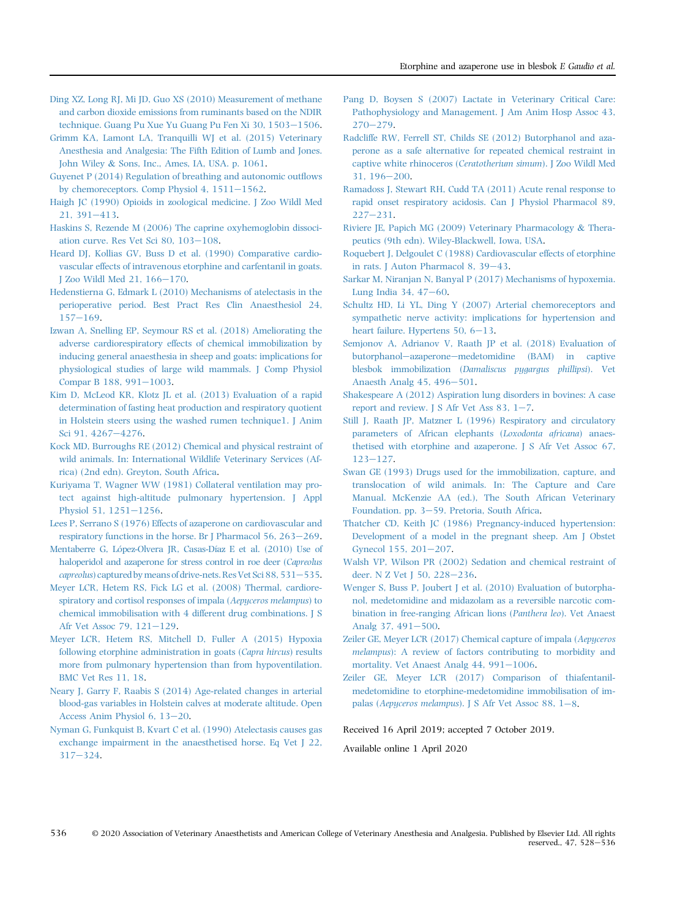Ding XZ, Long RJ, Mi JD, Guo XS (2010) Measurement of methane and carbon dioxide emissions from ruminants based on the NDIR technique. Guang Pu Xue Yu Guang Pu Fen Xi 30, 1503–1506.

Grimm KA, Lamont LA, Tranquilli WJ et al. (2015) Veterinary Anesthesia and Analgesia: The Fifth Edition of Lumb and Jones. John Wiley & Sons, Inc., Ames, IA, USA. p. 1061.

Guyenet P (2014) Regulation of breathing and autonomic outflows by chemoreceptors. Comp Physiol 4, 1511–1562.

Haigh JC (1990) Opioids in zoological medicine. J Zoo Wildl Med 21, 391–413.

Haskins S, Rezende M (2006) The caprine oxyhemoglobin dissociation curve. Res Vet Sci 80, 103–108.

Heard DJ, Kollias GV, Buss D et al. (1990) Comparative cardiovascular effects of intravenous etorphine and carfentanil in goats. J Zoo Wildl Med 21, 166–170.

Hedenstierna G, Edmark L (2010) Mechanisms of atelectasis in the perioperative period. Best Pract Res Clin Anaesthesiol 24, 157–169.

Izwan A, Snelling EP, Seymour RS et al. (2018) Ameliorating the adverse cardiorespiratory effects of chemical immobilization by inducing general anaesthesia in sheep and goats: implications for physiological studies of large wild mammals. J Comp Physiol Compar B 188, 991–1003.

Kim D, McLeod KR, Klotz JL et al. (2013) Evaluation of a rapid determination of fasting heat production and respiratory quotient in Holstein steers using the washed rumen technique1. J Anim Sci 91, 4267–4276.

Kock MD, Burroughs RE (2012) Chemical and physical restraint of wild animals. In: International Wildlife Veterinary Services (Africa) (2nd edn). Greyton, South Africa.

Kuriyama T, Wagner WW (1981) Collateral ventilation may protect against high-altitude pulmonary hypertension. J Appl Physiol 51, 1251–1256.

Lees P, Serrano S (1976) Effects of azaperone on cardiovascular and respiratory functions in the horse. Br J Pharmacol 56, 263–269.

Mentaberre G, López-Olvera JR, Casas-Díaz E et al. (2010) Use of haloperidol and azaperone for stress control in roe deer (*Capreolus capreolus*) captured by means of drive-nets. Res Vet Sci 88, 531–535.

Meyer LCR, Hetem RS, Fick LG et al. (2008) Thermal, cardiorespiratory and cortisol responses of impala (*Aepyceros melampus*) to chemical immobilisation with 4 different drug combinations. J S Afr Vet Assoc 79, 121–129.

Meyer LCR, Hetem RS, Mitchell D, Fuller A (2015) Hypoxia following etorphine administration in goats (*Capra hircus*) results more from pulmonary hypertension than from hypoventilation. BMC Vet Res 11, 18.

Neary J, Garry F, Raabis S (2014) Age-related changes in arterial blood-gas variables in Holstein calves at moderate altitude. Open Access Anim Physiol 6, 13–20.

Nyman G, Funkquist B, Kvart C et al. (1990) Atelectasis causes gas exchange impairment in the anaesthetised horse. Eq Vet J 22, 317–324.

Pang D, Boysen S (2007) Lactate in Veterinary Critical Care: Pathophysiology and Management. J Am Anim Hosp Assoc 43, 270–279.

Radcliffe RW, Ferrell ST, Childs SE (2012) Butorphanol and azaperone as a safe alternative for repeated chemical restraint in captive white rhinoceros (*Ceratotherium simum*). J Zoo Wildl Med 31, 196–200.

Ramadoss J, Stewart RH, Cudd TA (2011) Acute renal response to rapid onset respiratory acidosis. Can J Physiol Pharmacol 89, 227–231.

Riviere JE, Papich MG (2009) Veterinary Pharmacology & Therapeutics (9th edn). Wiley-Blackwell, Iowa, USA.

Roquebert J, Delgoulet C (1988) Cardiovascular effects of etorphine in rats. J Auton Pharmacol 8, 39–43.

Sarkar M, Niranjan N, Banyal P (2017) Mechanisms of hypoxemia. Lung India 34, 47–60.

Schultz HD, Li YL, Ding Y (2007) Arterial chemoreceptors and sympathetic nerve activity: implications for hypertension and heart failure. Hypertens 50, 6–13.

Semjonov A, Adrianov V, Raath JP et al. (2018) Evaluation of butorphanol–azaperone–medetomidine (BAM) in captive blesbok immobilization (*Damaliscus pygargus phillipsi*). Vet Anaesth Analg 45, 496–501.

Shakespeare A (2012) Aspiration lung disorders in bovines: A case report and review. J S Afr Vet Ass 83, 1–7.

Still J, Raath JP, Matzner L (1996) Respiratory and circulatory parameters of African elephants (*Loxodonta africana*) anaesthetised with etorphine and azaperone. J S Afr Vet Assoc 67, 123–127.

Swan GE (1993) Drugs used for the immobilization, capture, and translocation of wild animals. In: The Capture and Care Manual. McKenzie AA (ed.), The South African Veterinary Foundation. pp. 3–59. Pretoria, South Africa.

Thatcher CD, Keith JC (1986) Pregnancy-induced hypertension: Development of a model in the pregnant sheep. Am J Obstet Gynecol 155, 201–207.

Walsh VP, Wilson PR (2002) Sedation and chemical restraint of deer. N Z Vet J 50, 228–236.

Wenger S, Buss P, Joubert J et al. (2010) Evaluation of butorphanol, medetomidine and midazolam as a reversible narcotic combination in free-ranging African lions (*Panthera leo*). Vet Anaest Analg 37, 491–500.

Zeiler GE, Meyer LCR (2017) Chemical capture of impala (*Aepyceros melampus*): A review of factors contributing to morbidity and mortality. Vet Anaest Analg 44, 991–1006.

Zeiler GE, Meyer LCR (2017) Comparison of thiafentanil-medetomidine to etorphine-medetomidine immobilisation of impalas (*Aepyceros melampus*). J S Afr Vet Assoc 88, 1–8.

Received 16 April 2019; accepted 7 October 2019.

Available online 1 April 2020